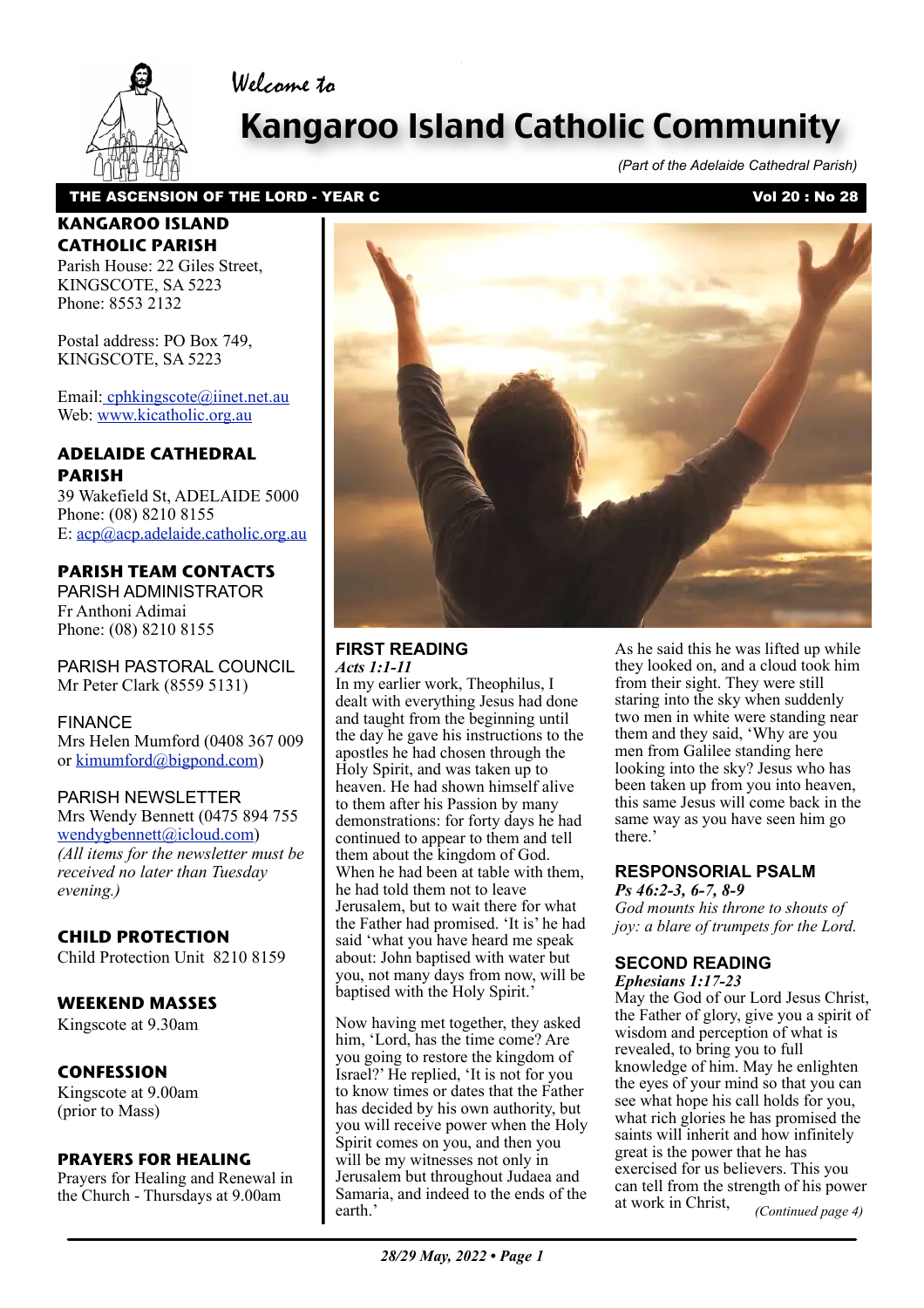Welcome to

# Kangaroo Island Catholic Community

*(Part of the Adelaide Cathedral Parish)*

**THE ASCENSION OF THE LORD - YEAR C** **Vol 20 : No 28**

## KANGAROO ISLAND CATHOLIC PARISH

Parish House: 22 Giles Street, KINGSCOTE, SA 5223
Phone: 8553 2132

Postal address: PO Box 749, KINGSCOTE, SA 5223

Email: cphkingscote@iinet.net.au
Web: www.kicatholic.org.au

## ADELAIDE CATHEDRAL PARISH

39 Wakefield St, ADELAIDE 5000
Phone: (08) 8210 8155
E: acp@acp.adelaide.catholic.org.au

## PARISH TEAM CONTACTS

PARISH ADMINISTRATOR
Fr Anthoni Adimai
Phone: (08) 8210 8155

PARISH PASTORAL COUNCIL
Mr Peter Clark (8559 5131)

FINANCE
Mrs Helen Mumford (0408 367 009 or kimumford@bigpond.com)

PARISH NEWSLETTER
Mrs Wendy Bennett (0475 894 755 wendygbennett@icloud.com)
*(All items for the newsletter must be received no later than Tuesday evening.)*

## CHILD PROTECTION

Child Protection Unit 8210 8159

## WEEKEND MASSES

Kingscote at 9.30am

## CONFESSION

Kingscote at 9.00am
(prior to Mass)

## PRAYERS FOR HEALING

Prayers for Healing and Renewal in the Church - Thursdays at 9.00am

## FIRST READING

***Acts 1:1-11***

In my earlier work, Theophilus, I dealt with everything Jesus had done and taught from the beginning until the day he gave his instructions to the apostles he had chosen through the Holy Spirit, and was taken up to heaven. He had shown himself alive to them after his Passion by many demonstrations: for forty days he had continued to appear to them and tell them about the kingdom of God. When he had been at table with them, he had told them not to leave Jerusalem, but to wait there for what the Father had promised. 'It is' he had said 'what you have heard me speak about: John baptised with water but you, not many days from now, will be baptised with the Holy Spirit.'

Now having met together, they asked him, 'Lord, has the time come? Are you going to restore the kingdom of Israel?' He replied, 'It is not for you to know times or dates that the Father has decided by his own authority, but you will receive power when the Holy Spirit comes on you, and then you will be my witnesses not only in Jerusalem but throughout Judaea and Samaria, and indeed to the ends of the earth.'

As he said this he was lifted up while they looked on, and a cloud took him from their sight. They were still staring into the sky when suddenly two men in white were standing near them and they said, 'Why are you men from Galilee standing here looking into the sky? Jesus who has been taken up from you into heaven, this same Jesus will come back in the same way as you have seen him go there.'

## RESPONSORIAL PSALM

***Ps 46:2-3, 6-7, 8-9***

*God mounts his throne to shouts of joy: a blare of trumpets for the Lord.*

## SECOND READING

***Ephesians 1:17-23***

May the God of our Lord Jesus Christ, the Father of glory, give you a spirit of wisdom and perception of what is revealed, to bring you to full knowledge of him. May he enlighten the eyes of your mind so that you can see what hope his call holds for you, what rich glories he has promised the saints will inherit and how infinitely great is the power that he has exercised for us believers. This you can tell from the strength of his power at work in Christ, *(Continued page 4)*

***28/29 May, 2022 • Page 1***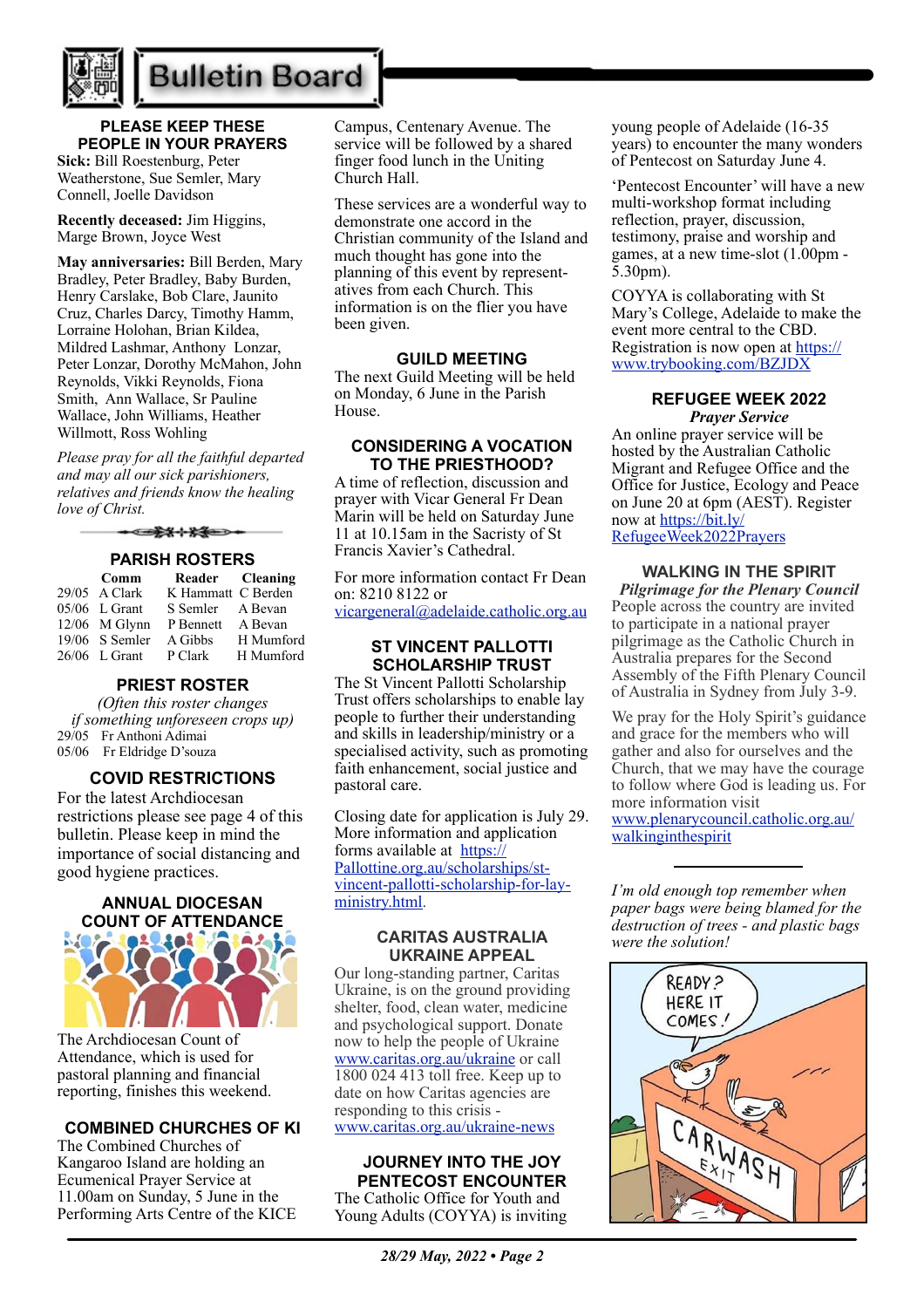# Bulletin Board

## PLEASE KEEP THESE PEOPLE IN YOUR PRAYERS

**Sick:** Bill Roestenburg, Peter Weatherstone, Sue Semler, Mary Connell, Joelle Davidson

**Recently deceased:** Jim Higgins, Marge Brown, Joyce West

**May anniversaries:** Bill Berden, Mary Bradley, Peter Bradley, Baby Burden, Henry Carslake, Bob Clare, Jaunito Cruz, Charles Darcy, Timothy Hamm, Lorraine Holohan, Brian Kildea, Mildred Lashmar, Anthony Lonzar, Peter Lonzar, Dorothy McMahon, John Reynolds, Vikki Reynolds, Fiona Smith, Ann Wallace, Sr Pauline Wallace, John Williams, Heather Willmott, Ross Wohling

*Please pray for all the faithful departed and may all our sick parishioners, relatives and friends know the healing love of Christ.*

## PARISH ROSTERS

| | Comm | Reader | Cleaning |
|---|---|---|---|
| 29/05 | A Clark | K Hammatt | C Berden |
| 05/06 | L Grant | S Semler | A Bevan |
| 12/06 | M Glynn | P Bennett | A Bevan |
| 19/06 | S Semler | A Gibbs | H Mumford |
| 26/06 | L Grant | P Clark | H Mumford |

## PRIEST ROSTER

*(Often this roster changes if something unforeseen crops up)*

29/05 Fr Anthoni Adimai
05/06 Fr Eldridge D'souza

## COVID RESTRICTIONS

For the latest Archdiocesan restrictions please see page 4 of this bulletin. Please keep in mind the importance of social distancing and good hygiene practices.

## ANNUAL DIOCESAN COUNT OF ATTENDANCE

The Archdiocesan Count of Attendance, which is used for pastoral planning and financial reporting, finishes this weekend.

## COMBINED CHURCHES OF KI

The Combined Churches of Kangaroo Island are holding an Ecumenical Prayer Service at 11.00am on Sunday, 5 June in the Performing Arts Centre of the KICE Campus, Centenary Avenue. The service will be followed by a shared finger food lunch in the Uniting Church Hall.

These services are a wonderful way to demonstrate one accord in the Christian community of the Island and much thought has gone into the planning of this event by representatives from each Church. This information is on the flier you have been given.

## GUILD MEETING

The next Guild Meeting will be held on Monday, 6 June in the Parish House.

## CONSIDERING A VOCATION TO THE PRIESTHOOD?

A time of reflection, discussion and prayer with Vicar General Fr Dean Marin will be held on Saturday June 11 at 10.15am in the Sacristy of St Francis Xavier's Cathedral.

For more information contact Fr Dean on: 8210 8122 or vicargeneral@adelaide.catholic.org.au

## ST VINCENT PALLOTTI SCHOLARSHIP TRUST

The St Vincent Pallotti Scholarship Trust offers scholarships to enable lay people to further their understanding and skills in leadership/ministry or a specialised activity, such as promoting faith enhancement, social justice and pastoral care.

Closing date for application is July 29. More information and application forms available at https://Pallottine.org.au/scholarships/st-vincent-pallotti-scholarship-for-lay-ministry.html.

## CARITAS AUSTRALIA UKRAINE APPEAL

Our long-standing partner, Caritas Ukraine, is on the ground providing shelter, food, clean water, medicine and psychological support. Donate now to help the people of Ukraine www.caritas.org.au/ukraine or call 1800 024 413 toll free. Keep up to date on how Caritas agencies are responding to this crisis - www.caritas.org.au/ukraine-news

## JOURNEY INTO THE JOY PENTECOST ENCOUNTER

The Catholic Office for Youth and Young Adults (COYYA) is inviting young people of Adelaide (16-35 years) to encounter the many wonders of Pentecost on Saturday June 4.

'Pentecost Encounter' will have a new multi-workshop format including reflection, prayer, discussion, testimony, praise and worship and games, at a new time-slot (1.00pm - 5.30pm).

COYYA is collaborating with St Mary's College, Adelaide to make the event more central to the CBD. Registration is now open at https://www.trybooking.com/BZJDX

## REFUGEE WEEK 2022

***Prayer Service***

An online prayer service will be hosted by the Australian Catholic Migrant and Refugee Office and the Office for Justice, Ecology and Peace on June 20 at 6pm (AEST). Register now at https://bit.ly/RefugeeWeek2022Prayers

## WALKING IN THE SPIRIT

***Pilgrimage for the Plenary Council***

People across the country are invited to participate in a national prayer pilgrimage as the Catholic Church in Australia prepares for the Second Assembly of the Fifth Plenary Council of Australia in Sydney from July 3-9.

We pray for the Holy Spirit's guidance and grace for the members who will gather and also for ourselves and the Church, that we may have the courage to follow where God is leading us. For more information visit www.plenarycouncil.catholic.org.au/walkinginthespirit

---

*I'm old enough top remember when paper bags were being blamed for the destruction of trees - and plastic bags were the solution!*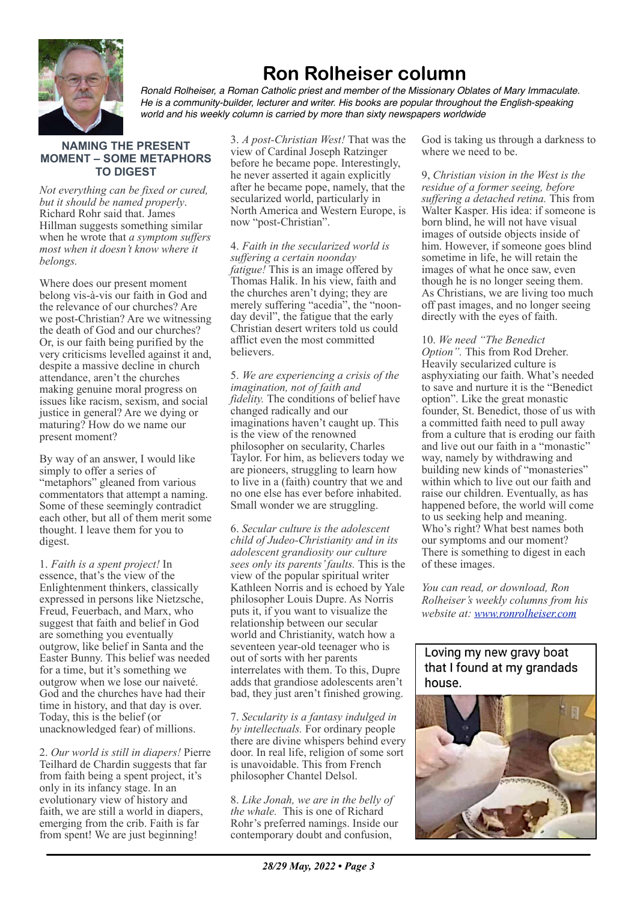# Ron Rolheiser column

*Ronald Rolheiser, a Roman Catholic priest and member of the Missionary Oblates of Mary Immaculate. He is a community-builder, lecturer and writer. His books are popular throughout the English-speaking world and his weekly column is carried by more than sixty newspapers worldwide*

## NAMING THE PRESENT MOMENT – SOME METAPHORS TO DIGEST

*Not everything can be fixed or cured, but it should be named properly*. Richard Rohr said that. James Hillman suggests something similar when he wrote that *a symptom suffers most when it doesn't know where it belongs.*

Where does our present moment belong vis-à-vis our faith in God and the relevance of our churches? Are we post-Christian? Are we witnessing the death of God and our churches? Or, is our faith being purified by the very criticisms levelled against it and, despite a massive decline in church attendance, aren't the churches making genuine moral progress on issues like racism, sexism, and social justice in general? Are we dying or maturing? How do we name our present moment?

By way of an answer, I would like simply to offer a series of "metaphors" gleaned from various commentators that attempt a naming. Some of these seemingly contradict each other, but all of them merit some thought. I leave them for you to digest.

1. *Faith is a spent project!* In essence, that's the view of the Enlightenment thinkers, classically expressed in persons like Nietzsche, Freud, Feuerbach, and Marx, who suggest that faith and belief in God are something you eventually outgrow, like belief in Santa and the Easter Bunny. This belief was needed for a time, but it's something we outgrow when we lose our naiveté. God and the churches have had their time in history, and that day is over. Today, this is the belief (or unacknowledged fear) of millions.

2. *Our world is still in diapers!* Pierre Teilhard de Chardin suggests that far from faith being a spent project, it's only in its infancy stage. In an evolutionary view of history and faith, we are still a world in diapers, emerging from the crib. Faith is far from spent! We are just beginning!

3. *A post-Christian West!* That was the view of Cardinal Joseph Ratzinger before he became pope. Interestingly, he never asserted it again explicitly after he became pope, namely, that the secularized world, particularly in North America and Western Europe, is now "post-Christian".

4. *Faith in the secularized world is suffering a certain noonday fatigue!* This is an image offered by Thomas Halik. In his view, faith and the churches aren't dying; they are merely suffering "acedia", the "noon-day devil", the fatigue that the early Christian desert writers told us could afflict even the most committed believers.

5. *We are experiencing a crisis of the imagination, not of faith and fidelity.* The conditions of belief have changed radically and our imaginations haven't caught up. This is the view of the renowned philosopher on secularity, Charles Taylor. For him, as believers today we are pioneers, struggling to learn how to live in a (faith) country that we and no one else has ever before inhabited. Small wonder we are struggling.

6. *Secular culture is the adolescent child of Judeo-Christianity and in its adolescent grandiosity our culture sees only its parents' faults.* This is the view of the popular spiritual writer Kathleen Norris and is echoed by Yale philosopher Louis Dupre. As Norris puts it, if you want to visualize the relationship between our secular world and Christianity, watch how a seventeen year-old teenager who is out of sorts with her parents interrelates with them. To this, Dupre adds that grandiose adolescents aren't bad, they just aren't finished growing.

7. *Secularity is a fantasy indulged in by intellectuals.* For ordinary people there are divine whispers behind every door. In real life, religion of some sort is unavoidable. This from French philosopher Chantel Delsol.

8. *Like Jonah, we are in the belly of the whale.* This is one of Richard Rohr's preferred namings. Inside our contemporary doubt and confusion, God is taking us through a darkness to where we need to be.

9, *Christian vision in the West is the residue of a former seeing, before suffering a detached retina.* This from Walter Kasper. His idea: if someone is born blind, he will not have visual images of outside objects inside of him. However, if someone goes blind sometime in life, he will retain the images of what he once saw, even though he is no longer seeing them. As Christians, we are living too much off past images, and no longer seeing directly with the eyes of faith.

10. *We need "The Benedict Option".* This from Rod Dreher. Heavily secularized culture is asphyxiating our faith. What's needed to save and nurture it is the "Benedict option". Like the great monastic founder, St. Benedict, those of us with a committed faith need to pull away from a culture that is eroding our faith and live out our faith in a "monastic" way, namely by withdrawing and building new kinds of "monasteries" within which to live out our faith and raise our children. Eventually, as has happened before, the world will come to us seeking help and meaning.

Who's right? What best names both our symptoms and our moment? There is something to digest in each of these images.

*You can read, or download, Ron Rolheiser's weekly columns from his website at: [www.ronrolheiser.com](http://www.ronrolheiser.com)*

Loving my new gravy boat that I found at my grandads house.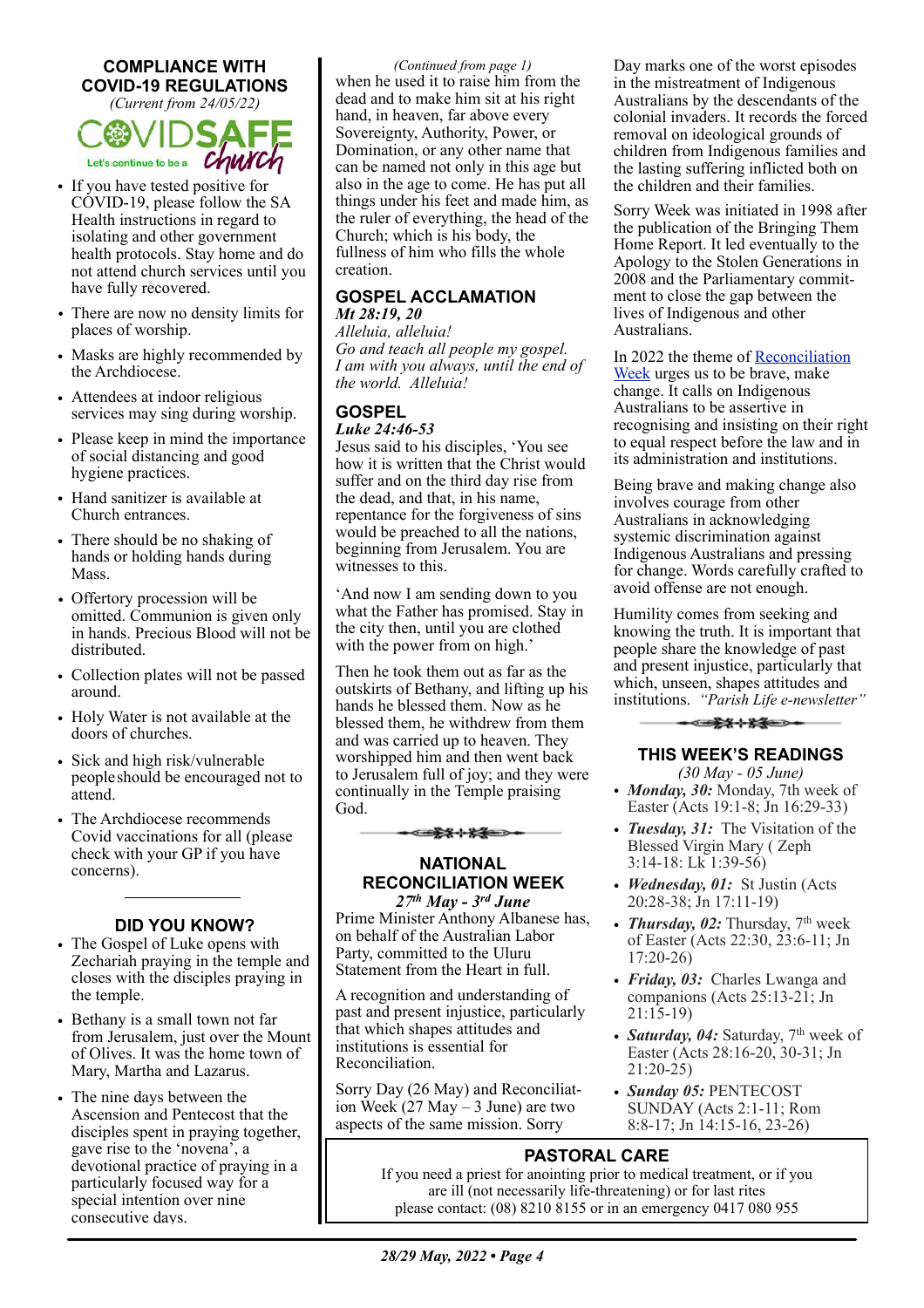## COMPLIANCE WITH COVID-19 REGULATIONS

*(Current from 24/05/22)*

COVIDSAFE Let's continue to be a church

- If you have tested positive for COVID-19, please follow the SA Health instructions in regard to isolating and other government health protocols. Stay home and do not attend church services until you have fully recovered.
- There are now no density limits for places of worship.
- Masks are highly recommended by the Archdiocese.
- Attendees at indoor religious services may sing during worship.
- Please keep in mind the importance of social distancing and good hygiene practices.
- Hand sanitizer is available at Church entrances.
- There should be no shaking of hands or holding hands during Mass.
- Offertory procession will be omitted. Communion is given only in hands. Precious Blood will not be distributed.
- Collection plates will not be passed around.
- Holy Water is not available at the doors of churches.
- Sick and high risk/vulnerable people should be encouraged not to attend.
- The Archdiocese recommends Covid vaccinations for all (please check with your GP if you have concerns).

## DID YOU KNOW?

- The Gospel of Luke opens with Zechariah praying in the temple and closes with the disciples praying in the temple.
- Bethany is a small town not far from Jerusalem, just over the Mount of Olives. It was the home town of Mary, Martha and Lazarus.
- The nine days between the Ascension and Pentecost that the disciples spent in praying together, gave rise to the 'novena', a devotional practice of praying in a particularly focused way for a special intention over nine consecutive days.

*(Continued from page 1)*

when he used it to raise him from the dead and to make him sit at his right hand, in heaven, far above every Sovereignty, Authority, Power, or Domination, or any other name that can be named not only in this age but also in the age to come. He has put all things under his feet and made him, as the ruler of everything, the head of the Church; which is his body, the fullness of him who fills the whole creation.

## GOSPEL ACCLAMATION

***Mt 28:19, 20***

*Alleluia, alleluia!*
*Go and teach all people my gospel.*
*I am with you always, until the end of the world. Alleluia!*

## GOSPEL

***Luke 24:46-53***

Jesus said to his disciples, 'You see how it is written that the Christ would suffer and on the third day rise from the dead, and that, in his name, repentance for the forgiveness of sins would be preached to all the nations, beginning from Jerusalem. You are witnesses to this.

'And now I am sending down to you what the Father has promised. Stay in the city then, until you are clothed with the power from on high.'

Then he took them out as far as the outskirts of Bethany, and lifting up his hands he blessed them. Now as he blessed them, he withdrew from them and was carried up to heaven. They worshipped him and then went back to Jerusalem full of joy; and they were continually in the Temple praising God.

## NATIONAL RECONCILIATION WEEK

***27th May - 3rd June***

Prime Minister Anthony Albanese has, on behalf of the Australian Labor Party, committed to the Uluru Statement from the Heart in full.

A recognition and understanding of past and present injustice, particularly that which shapes attitudes and institutions is essential for Reconciliation.

Sorry Day (26 May) and Reconciliation Week (27 May – 3 June) are two aspects of the same mission. Sorry Day marks one of the worst episodes in the mistreatment of Indigenous Australians by the descendants of the colonial invaders. It records the forced removal on ideological grounds of children from Indigenous families and the lasting suffering inflicted both on the children and their families.

Sorry Week was initiated in 1998 after the publication of the Bringing Them Home Report. It led eventually to the Apology to the Stolen Generations in 2008 and the Parliamentary commitment to close the gap between the lives of Indigenous and other Australians.

In 2022 the theme of Reconciliation Week urges us to be brave, make change. It calls on Indigenous Australians to be assertive in recognising and insisting on their right to equal respect before the law and in its administration and institutions.

Being brave and making change also involves courage from other Australians in acknowledging systemic discrimination against Indigenous Australians and pressing for change. Words carefully crafted to avoid offense are not enough.

Humility comes from seeking and knowing the truth. It is important that people share the knowledge of past and present injustice, particularly that which, unseen, shapes attitudes and institutions. *"Parish Life e-newsletter"*

## THIS WEEK'S READINGS

*(30 May - 05 June)*

- ***Monday, 30:*** Monday, 7th week of Easter (Acts 19:1-8; Jn 16:29-33)
- ***Tuesday, 31:*** The Visitation of the Blessed Virgin Mary ( Zeph 3:14-18: Lk 1:39-56)
- ***Wednesday, 01:*** St Justin (Acts 20:28-38; Jn 17:11-19)
- ***Thursday, 02:*** Thursday, 7th week of Easter (Acts 22:30, 23:6-11; Jn 17:20-26)
- ***Friday, 03:*** Charles Lwanga and companions (Acts 25:13-21; Jn 21:15-19)
- ***Saturday, 04:*** Saturday, 7th week of Easter (Acts 28:16-20, 30-31; Jn 21:20-25)
- ***Sunday 05:*** PENTECOST SUNDAY (Acts 2:1-11; Rom 8:8-17; Jn 14:15-16, 23-26)

## PASTORAL CARE

If you need a priest for anointing prior to medical treatment, or if you are ill (not necessarily life-threatening) or for last rites please contact: (08) 8210 8155 or in an emergency 0417 080 955